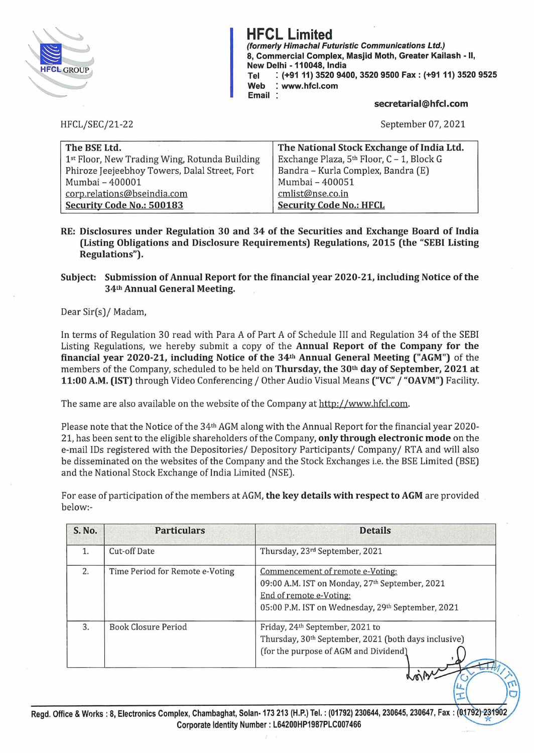# HFCL Limited

*(formerly Himachal Futuristic Communications Ltd.)*
8, Commercial Complex, Masjid Moth, Greater Kailash - II,
New Delhi - 110048, India
Tel : (+91 11) 3520 9400, 3520 9500 Fax : (+91 11) 3520 9525
Web : www.hfcl.com
Email : secretarial@hfcl.com

HFCL/SEC/21-22

September 07, 2021

| The BSE Ltd. | The National Stock Exchange of India Ltd. |
|---|---|
| 1st Floor, New Trading Wing, Rotunda Building | Exchange Plaza, 5th Floor, C – 1, Block G |
| Phiroze Jeejeebhoy Towers, Dalal Street, Fort | Bandra – Kurla Complex, Bandra (E) |
| Mumbai – 400001 | Mumbai – 400051 |
| corp.relations@bseindia.com | cmlist@nse.co.in |
| **Security Code No.: 500183** | **Security Code No.: HFCL** |

**RE: Disclosures under Regulation 30 and 34 of the Securities and Exchange Board of India (Listing Obligations and Disclosure Requirements) Regulations, 2015 (the "SEBI Listing Regulations").**

**Subject: Submission of Annual Report for the financial year 2020-21, including Notice of the 34th Annual General Meeting.**

Dear Sir(s)/ Madam,

In terms of Regulation 30 read with Para A of Part A of Schedule III and Regulation 34 of the SEBI Listing Regulations, we hereby submit a copy of the **Annual Report of the Company for the financial year 2020-21, including Notice of the 34th Annual General Meeting ("AGM")** of the members of the Company, scheduled to be held on **Thursday, the 30th day of September, 2021 at 11:00 A.M. (IST)** through Video Conferencing / Other Audio Visual Means **("VC" / "OAVM")** Facility.

The same are also available on the website of the Company at http://www.hfcl.com.

Please note that the Notice of the 34th AGM along with the Annual Report for the financial year 2020-21, has been sent to the eligible shareholders of the Company, **only through electronic mode** on the e-mail IDs registered with the Depositories/ Depository Participants/ Company/ RTA and will also be disseminated on the websites of the Company and the Stock Exchanges i.e. the BSE Limited (BSE) and the National Stock Exchange of India Limited (NSE).

For ease of participation of the members at AGM, **the key details with respect to AGM** are provided below:-

| S. No. | Particulars | Details |
|---|---|---|
| 1. | Cut-off Date | Thursday, 23rd September, 2021 |
| 2. | Time Period for Remote e-Voting | Commencement of remote e-Voting: 09:00 A.M. IST on Monday, 27th September, 2021 End of remote e-Voting: 05:00 P.M. IST on Wednesday, 29th September, 2021 |
| 3. | Book Closure Period | Friday, 24th September, 2021 to Thursday, 30th September, 2021 (both days inclusive) (for the purpose of AGM and Dividend) |

Regd. Office & Works : 8, Electronics Complex, Chambaghat, Solan- 173 213 (H.P.) Tel. : (01792) 230644, 230645, 230647, Fax : (01792) 231902
Corporate Identity Number : L64200HP1987PLC007466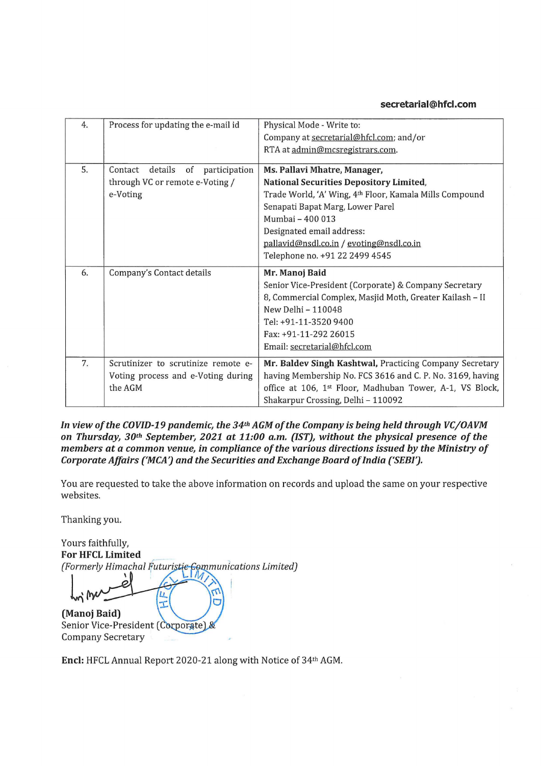secretarial@hfcl.com

| | | |
|---|---|---|
| 4. | Process for updating the e-mail id | Physical Mode - Write to:<br>Company at secretarial@hfcl.com; and/or<br>RTA at admin@mcsregistrars.com. |
| 5. | Contact details of participation through VC or remote e-Voting / e-Voting | **Ms. Pallavi Mhatre, Manager,**<br>**National Securities Depository Limited,**<br>Trade World, 'A' Wing, 4th Floor, Kamala Mills Compound<br>Senapati Bapat Marg, Lower Parel<br>Mumbai – 400 013<br>Designated email address:<br>pallavid@nsdl.co.in / evoting@nsdl.co.in<br>Telephone no. +91 22 2499 4545 |
| 6. | Company's Contact details | **Mr. Manoj Baid**<br>Senior Vice-President (Corporate) & Company Secretary<br>8, Commercial Complex, Masjid Moth, Greater Kailash – II<br>New Delhi – 110048<br>Tel: +91-11-3520 9400<br>Fax: +91-11-292 26015<br>Email: secretarial@hfcl.com |
| 7. | Scrutinizer to scrutinize remote e-Voting process and e-Voting during the AGM | **Mr. Baldev Singh Kashtwal,** Practicing Company Secretary having Membership No. FCS 3616 and C. P. No. 3169, having office at 106, 1st Floor, Madhuban Tower, A-1, VS Block, Shakarpur Crossing, Delhi – 110092 |

***In view of the COVID-19 pandemic, the 34th AGM of the Company is being held through VC/OAVM on Thursday, 30th September, 2021 at 11:00 a.m. (IST), without the physical presence of the members at a common venue, in compliance of the various directions issued by the Ministry of Corporate Affairs ('MCA') and the Securities and Exchange Board of India ('SEBI').***

You are requested to take the above information on records and upload the same on your respective websites.

Thanking you.

Yours faithfully,
**For HFCL Limited**
*(Formerly Himachal Futuristic Communications Limited)*

**(Manoj Baid)**
Senior Vice-President (Corporate) &
Company Secretary

**Encl:** HFCL Annual Report 2020-21 along with Notice of 34th AGM.